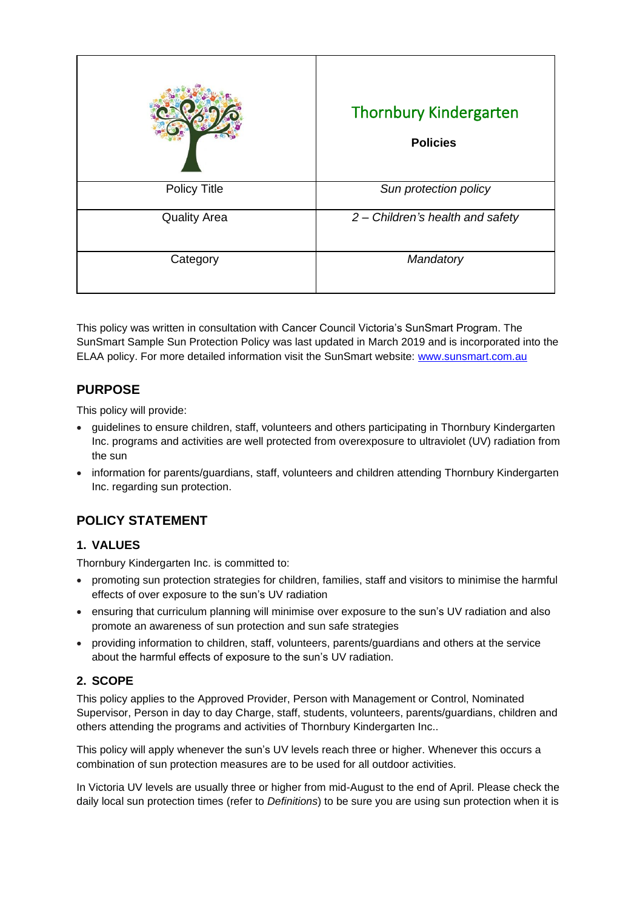| | |
|---|---|
| | Thornbury Kindergarten<br>**Policies** |
| Policy Title | *Sun protection policy* |
| Quality Area | *2 – Children's health and safety* |
| Category | *Mandatory* |

This policy was written in consultation with Cancer Council Victoria's SunSmart Program. The SunSmart Sample Sun Protection Policy was last updated in March 2019 and is incorporated into the ELAA policy. For more detailed information visit the SunSmart website: [www.sunsmart.com.au](www.sunsmart.com.au)

## PURPOSE

This policy will provide:

- guidelines to ensure children, staff, volunteers and others participating in Thornbury Kindergarten Inc. programs and activities are well protected from overexposure to ultraviolet (UV) radiation from the sun
- information for parents/guardians, staff, volunteers and children attending Thornbury Kindergarten Inc. regarding sun protection.

## POLICY STATEMENT

### 1. VALUES

Thornbury Kindergarten Inc. is committed to:

- promoting sun protection strategies for children, families, staff and visitors to minimise the harmful effects of over exposure to the sun's UV radiation
- ensuring that curriculum planning will minimise over exposure to the sun's UV radiation and also promote an awareness of sun protection and sun safe strategies
- providing information to children, staff, volunteers, parents/guardians and others at the service about the harmful effects of exposure to the sun's UV radiation.

### 2. SCOPE

This policy applies to the Approved Provider, Person with Management or Control, Nominated Supervisor, Person in day to day Charge, staff, students, volunteers, parents/guardians, children and others attending the programs and activities of Thornbury Kindergarten Inc..

This policy will apply whenever the sun's UV levels reach three or higher. Whenever this occurs a combination of sun protection measures are to be used for all outdoor activities.

In Victoria UV levels are usually three or higher from mid-August to the end of April. Please check the daily local sun protection times (refer to *Definitions*) to be sure you are using sun protection when it is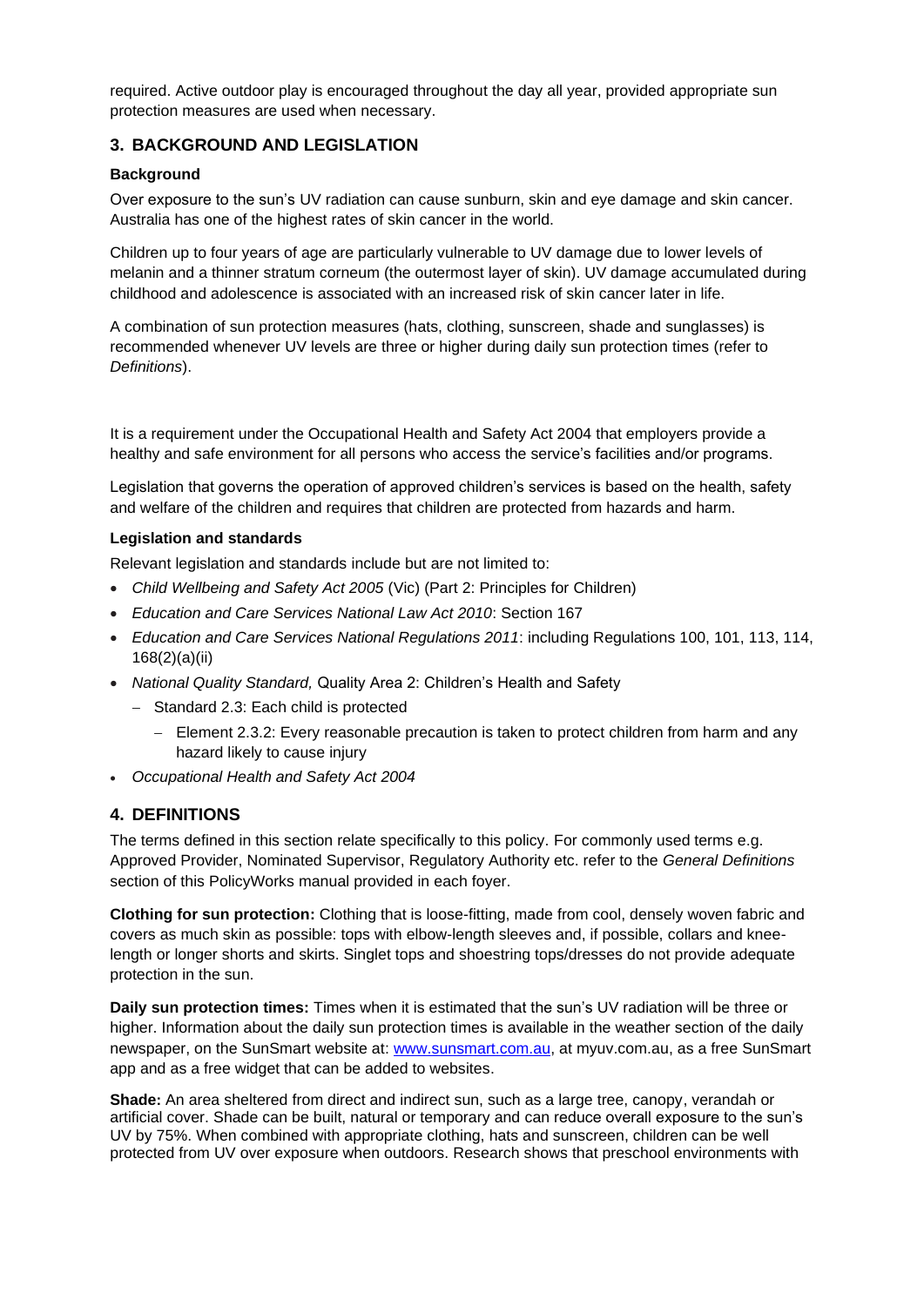required. Active outdoor play is encouraged throughout the day all year, provided appropriate sun protection measures are used when necessary.

## 3. BACKGROUND AND LEGISLATION

### Background

Over exposure to the sun's UV radiation can cause sunburn, skin and eye damage and skin cancer. Australia has one of the highest rates of skin cancer in the world.

Children up to four years of age are particularly vulnerable to UV damage due to lower levels of melanin and a thinner stratum corneum (the outermost layer of skin). UV damage accumulated during childhood and adolescence is associated with an increased risk of skin cancer later in life.

A combination of sun protection measures (hats, clothing, sunscreen, shade and sunglasses) is recommended whenever UV levels are three or higher during daily sun protection times (refer to *Definitions*).

It is a requirement under the Occupational Health and Safety Act 2004 that employers provide a healthy and safe environment for all persons who access the service's facilities and/or programs.

Legislation that governs the operation of approved children's services is based on the health, safety and welfare of the children and requires that children are protected from hazards and harm.

### Legislation and standards

Relevant legislation and standards include but are not limited to:

- *Child Wellbeing and Safety Act 2005* (Vic) (Part 2: Principles for Children)
- *Education and Care Services National Law Act 2010*: Section 167
- *Education and Care Services National Regulations 2011*: including Regulations 100, 101, 113, 114, 168(2)(a)(ii)
- *National Quality Standard,* Quality Area 2: Children's Health and Safety
  - Standard 2.3: Each child is protected
    - Element 2.3.2: Every reasonable precaution is taken to protect children from harm and any hazard likely to cause injury
- *Occupational Health and Safety Act 2004*

## 4. DEFINITIONS

The terms defined in this section relate specifically to this policy. For commonly used terms e.g. Approved Provider, Nominated Supervisor, Regulatory Authority etc. refer to the *General Definitions* section of this PolicyWorks manual provided in each foyer.

**Clothing for sun protection:** Clothing that is loose-fitting, made from cool, densely woven fabric and covers as much skin as possible: tops with elbow-length sleeves and, if possible, collars and knee-length or longer shorts and skirts. Singlet tops and shoestring tops/dresses do not provide adequate protection in the sun.

**Daily sun protection times:** Times when it is estimated that the sun's UV radiation will be three or higher. Information about the daily sun protection times is available in the weather section of the daily newspaper, on the SunSmart website at: [www.sunsmart.com.au](http://www.sunsmart.com.au), at myuv.com.au, as a free SunSmart app and as a free widget that can be added to websites.

**Shade:** An area sheltered from direct and indirect sun, such as a large tree, canopy, verandah or artificial cover. Shade can be built, natural or temporary and can reduce overall exposure to the sun's UV by 75%. When combined with appropriate clothing, hats and sunscreen, children can be well protected from UV over exposure when outdoors. Research shows that preschool environments with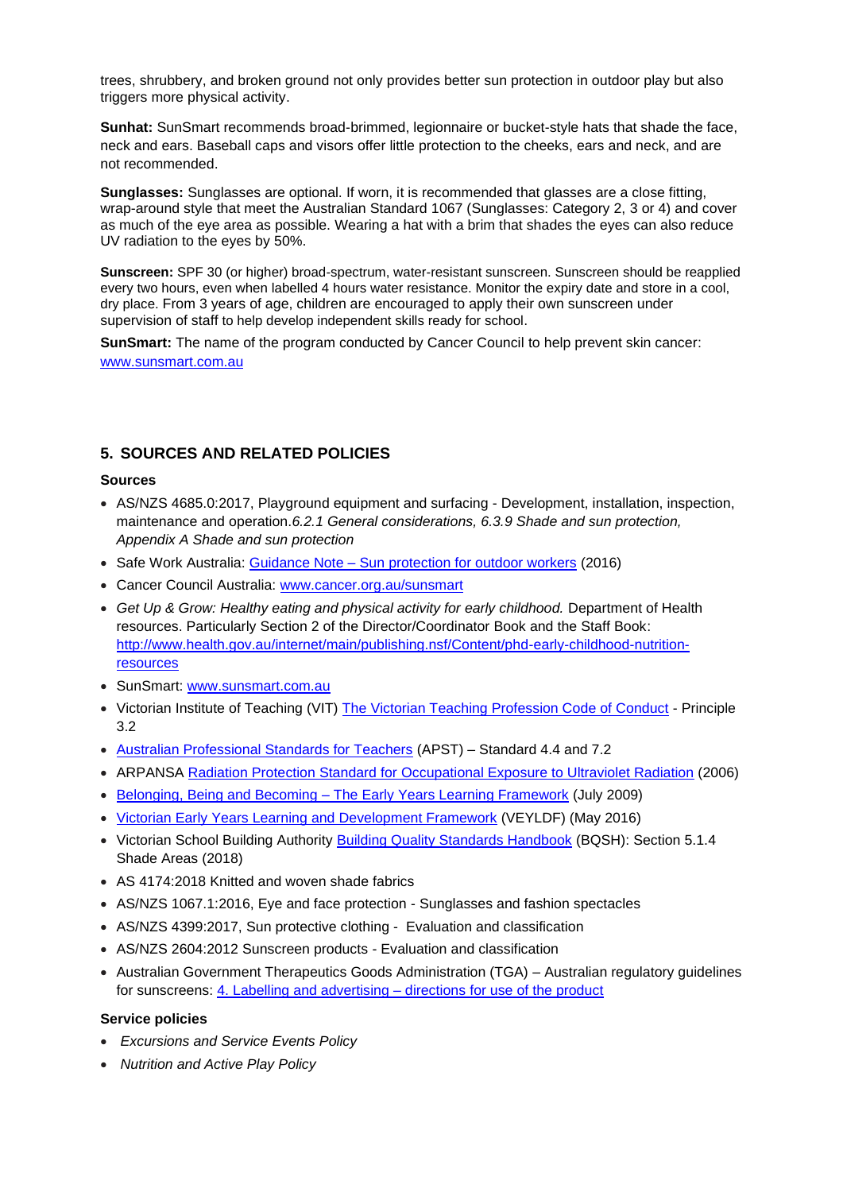trees, shrubbery, and broken ground not only provides better sun protection in outdoor play but also triggers more physical activity.

**Sunhat:** SunSmart recommends broad-brimmed, legionnaire or bucket-style hats that shade the face, neck and ears. Baseball caps and visors offer little protection to the cheeks, ears and neck, and are not recommended.

**Sunglasses:** Sunglasses are optional. If worn, it is recommended that glasses are a close fitting, wrap-around style that meet the Australian Standard 1067 (Sunglasses: Category 2, 3 or 4) and cover as much of the eye area as possible. Wearing a hat with a brim that shades the eyes can also reduce UV radiation to the eyes by 50%.

**Sunscreen:** SPF 30 (or higher) broad-spectrum, water-resistant sunscreen. Sunscreen should be reapplied every two hours, even when labelled 4 hours water resistance. Monitor the expiry date and store in a cool, dry place. From 3 years of age, children are encouraged to apply their own sunscreen under supervision of staff to help develop independent skills ready for school.

**SunSmart:** The name of the program conducted by Cancer Council to help prevent skin cancer: www.sunsmart.com.au

## 5. SOURCES AND RELATED POLICIES

### Sources

- AS/NZS 4685.0:2017, Playground equipment and surfacing - Development, installation, inspection, maintenance and operation.*6.2.1 General considerations, 6.3.9 Shade and sun protection, Appendix A Shade and sun protection*
- Safe Work Australia: Guidance Note – Sun protection for outdoor workers (2016)
- Cancer Council Australia: www.cancer.org.au/sunsmart
- *Get Up & Grow: Healthy eating and physical activity for early childhood.* Department of Health resources. Particularly Section 2 of the Director/Coordinator Book and the Staff Book: http://www.health.gov.au/internet/main/publishing.nsf/Content/phd-early-childhood-nutrition-resources
- SunSmart: www.sunsmart.com.au
- Victorian Institute of Teaching (VIT) The Victorian Teaching Profession Code of Conduct - Principle 3.2
- Australian Professional Standards for Teachers (APST) – Standard 4.4 and 7.2
- ARPANSA Radiation Protection Standard for Occupational Exposure to Ultraviolet Radiation (2006)
- Belonging, Being and Becoming – The Early Years Learning Framework (July 2009)
- Victorian Early Years Learning and Development Framework (VEYLDF) (May 2016)
- Victorian School Building Authority Building Quality Standards Handbook (BQSH): Section 5.1.4 Shade Areas (2018)
- AS 4174:2018 Knitted and woven shade fabrics
- AS/NZS 1067.1:2016, Eye and face protection - Sunglasses and fashion spectacles
- AS/NZS 4399:2017, Sun protective clothing - Evaluation and classification
- AS/NZS 2604:2012 Sunscreen products - Evaluation and classification
- Australian Government Therapeutics Goods Administration (TGA) – Australian regulatory guidelines for sunscreens: 4. Labelling and advertising – directions for use of the product

### Service policies

- *Excursions and Service Events Policy*
- *Nutrition and Active Play Policy*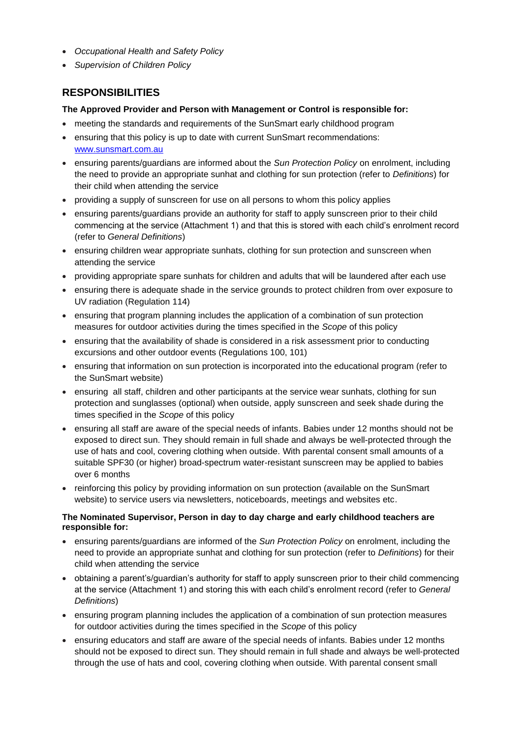- *Occupational Health and Safety Policy*
- *Supervision of Children Policy*

## RESPONSIBILITIES

**The Approved Provider and Person with Management or Control is responsible for:**

- meeting the standards and requirements of the SunSmart early childhood program
- ensuring that this policy is up to date with current SunSmart recommendations: [www.sunsmart.com.au](www.sunsmart.com.au)
- ensuring parents/guardians are informed about the *Sun Protection Policy* on enrolment, including the need to provide an appropriate sunhat and clothing for sun protection (refer to *Definitions*) for their child when attending the service
- providing a supply of sunscreen for use on all persons to whom this policy applies
- ensuring parents/guardians provide an authority for staff to apply sunscreen prior to their child commencing at the service (Attachment 1) and that this is stored with each child's enrolment record (refer to *General Definitions*)
- ensuring children wear appropriate sunhats, clothing for sun protection and sunscreen when attending the service
- providing appropriate spare sunhats for children and adults that will be laundered after each use
- ensuring there is adequate shade in the service grounds to protect children from over exposure to UV radiation (Regulation 114)
- ensuring that program planning includes the application of a combination of sun protection measures for outdoor activities during the times specified in the *Scope* of this policy
- ensuring that the availability of shade is considered in a risk assessment prior to conducting excursions and other outdoor events (Regulations 100, 101)
- ensuring that information on sun protection is incorporated into the educational program (refer to the SunSmart website)
- ensuring all staff, children and other participants at the service wear sunhats, clothing for sun protection and sunglasses (optional) when outside, apply sunscreen and seek shade during the times specified in the *Scope* of this policy
- ensuring all staff are aware of the special needs of infants. Babies under 12 months should not be exposed to direct sun. They should remain in full shade and always be well-protected through the use of hats and cool, covering clothing when outside. With parental consent small amounts of a suitable SPF30 (or higher) broad-spectrum water-resistant sunscreen may be applied to babies over 6 months
- reinforcing this policy by providing information on sun protection (available on the SunSmart website) to service users via newsletters, noticeboards, meetings and websites etc.

**The Nominated Supervisor, Person in day to day charge and early childhood teachers are responsible for:**

- ensuring parents/guardians are informed of the *Sun Protection Policy* on enrolment, including the need to provide an appropriate sunhat and clothing for sun protection (refer to *Definitions*) for their child when attending the service
- obtaining a parent's/guardian's authority for staff to apply sunscreen prior to their child commencing at the service (Attachment 1) and storing this with each child's enrolment record (refer to *General Definitions*)
- ensuring program planning includes the application of a combination of sun protection measures for outdoor activities during the times specified in the *Scope* of this policy
- ensuring educators and staff are aware of the special needs of infants. Babies under 12 months should not be exposed to direct sun. They should remain in full shade and always be well-protected through the use of hats and cool, covering clothing when outside. With parental consent small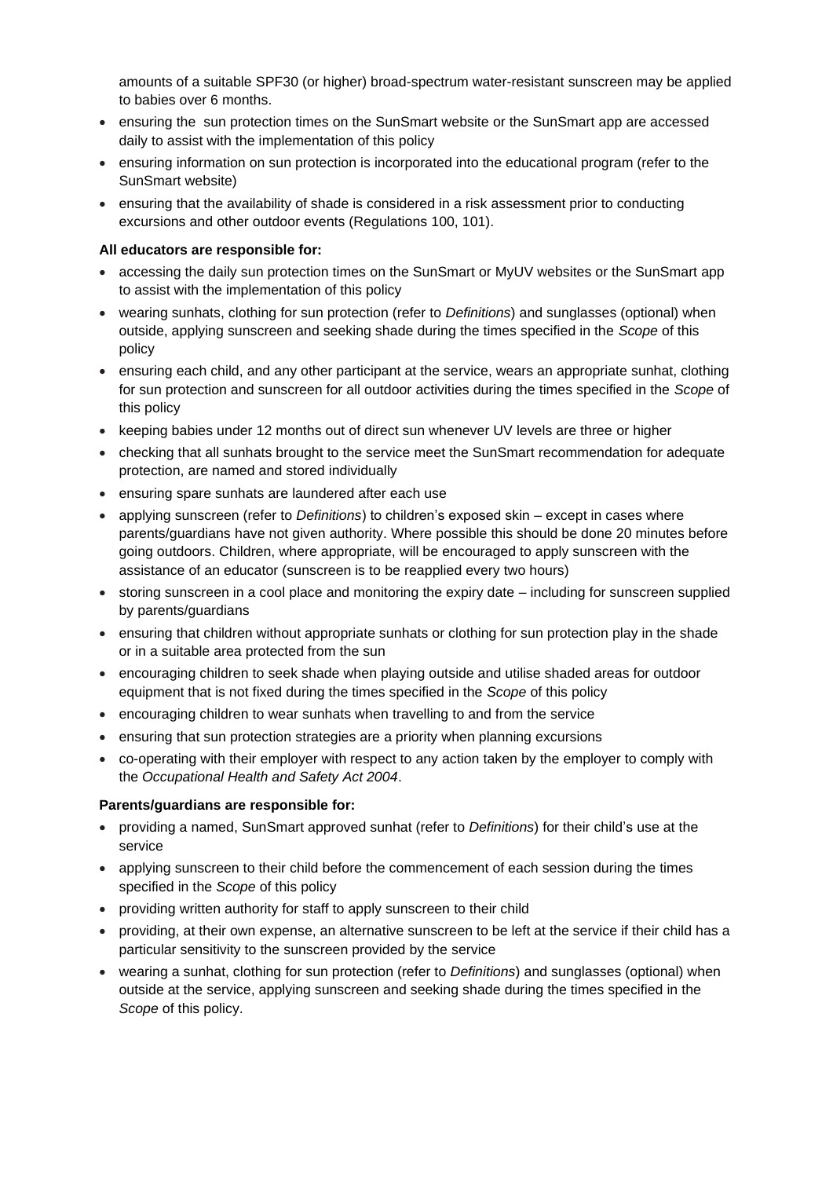amounts of a suitable SPF30 (or higher) broad-spectrum water-resistant sunscreen may be applied to babies over 6 months.

- ensuring the sun protection times on the SunSmart website or the SunSmart app are accessed daily to assist with the implementation of this policy
- ensuring information on sun protection is incorporated into the educational program (refer to the SunSmart website)
- ensuring that the availability of shade is considered in a risk assessment prior to conducting excursions and other outdoor events (Regulations 100, 101).

**All educators are responsible for:**

- accessing the daily sun protection times on the SunSmart or MyUV websites or the SunSmart app to assist with the implementation of this policy
- wearing sunhats, clothing for sun protection (refer to *Definitions*) and sunglasses (optional) when outside, applying sunscreen and seeking shade during the times specified in the *Scope* of this policy
- ensuring each child, and any other participant at the service, wears an appropriate sunhat, clothing for sun protection and sunscreen for all outdoor activities during the times specified in the *Scope* of this policy
- keeping babies under 12 months out of direct sun whenever UV levels are three or higher
- checking that all sunhats brought to the service meet the SunSmart recommendation for adequate protection, are named and stored individually
- ensuring spare sunhats are laundered after each use
- applying sunscreen (refer to *Definitions*) to children's exposed skin – except in cases where parents/guardians have not given authority. Where possible this should be done 20 minutes before going outdoors. Children, where appropriate, will be encouraged to apply sunscreen with the assistance of an educator (sunscreen is to be reapplied every two hours)
- storing sunscreen in a cool place and monitoring the expiry date – including for sunscreen supplied by parents/guardians
- ensuring that children without appropriate sunhats or clothing for sun protection play in the shade or in a suitable area protected from the sun
- encouraging children to seek shade when playing outside and utilise shaded areas for outdoor equipment that is not fixed during the times specified in the *Scope* of this policy
- encouraging children to wear sunhats when travelling to and from the service
- ensuring that sun protection strategies are a priority when planning excursions
- co-operating with their employer with respect to any action taken by the employer to comply with the *Occupational Health and Safety Act 2004*.

**Parents/guardians are responsible for:**

- providing a named, SunSmart approved sunhat (refer to *Definitions*) for their child's use at the service
- applying sunscreen to their child before the commencement of each session during the times specified in the *Scope* of this policy
- providing written authority for staff to apply sunscreen to their child
- providing, at their own expense, an alternative sunscreen to be left at the service if their child has a particular sensitivity to the sunscreen provided by the service
- wearing a sunhat, clothing for sun protection (refer to *Definitions*) and sunglasses (optional) when outside at the service, applying sunscreen and seeking shade during the times specified in the *Scope* of this policy.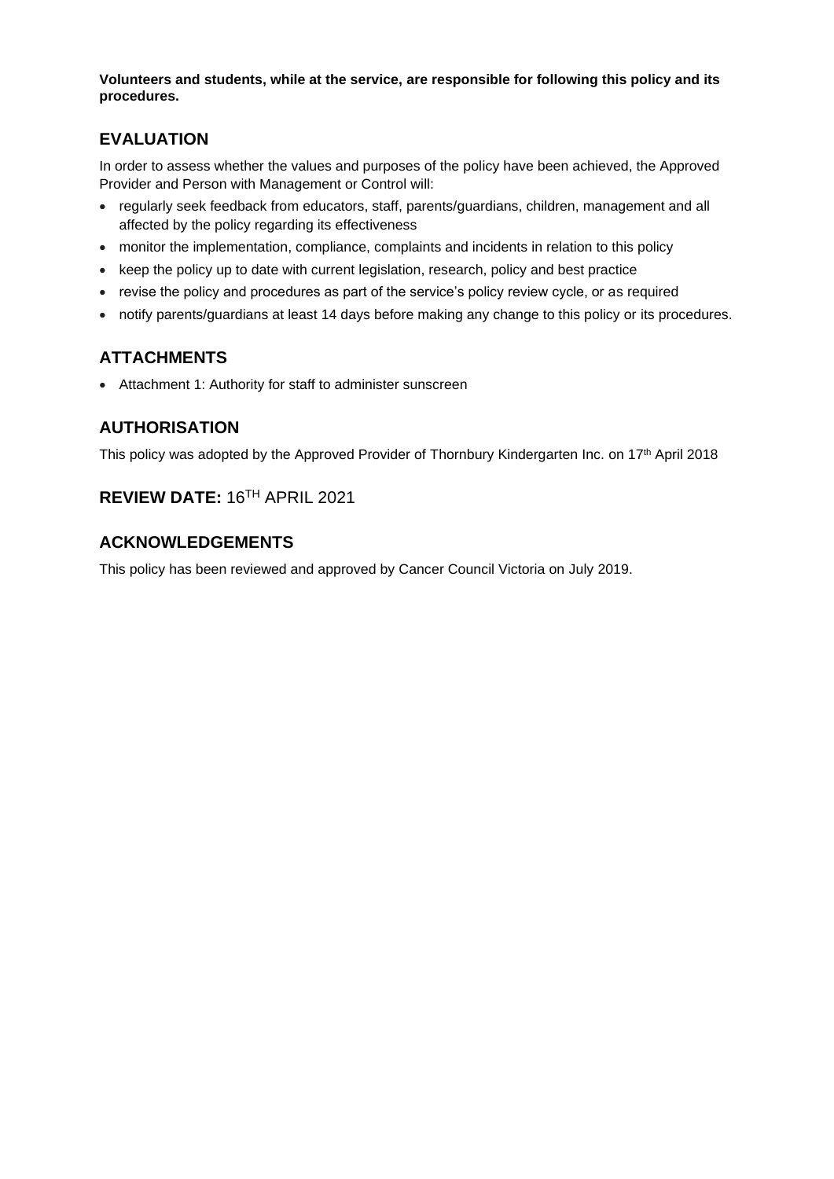**Volunteers and students, while at the service, are responsible for following this policy and its procedures.**

## EVALUATION

In order to assess whether the values and purposes of the policy have been achieved, the Approved Provider and Person with Management or Control will:

- regularly seek feedback from educators, staff, parents/guardians, children, management and all affected by the policy regarding its effectiveness
- monitor the implementation, compliance, complaints and incidents in relation to this policy
- keep the policy up to date with current legislation, research, policy and best practice
- revise the policy and procedures as part of the service's policy review cycle, or as required
- notify parents/guardians at least 14 days before making any change to this policy or its procedures.

## ATTACHMENTS

- Attachment 1: Authority for staff to administer sunscreen

## AUTHORISATION

This policy was adopted by the Approved Provider of Thornbury Kindergarten Inc. on 17th April 2018

## REVIEW DATE: 16TH APRIL 2021

## ACKNOWLEDGEMENTS

This policy has been reviewed and approved by Cancer Council Victoria on July 2019.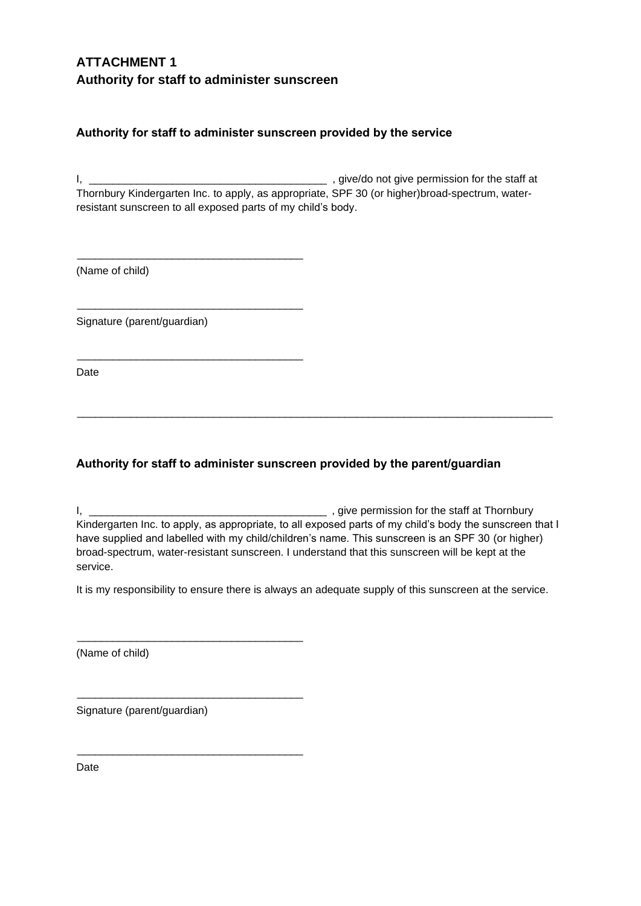# ATTACHMENT 1
# Authority for staff to administer sunscreen

## Authority for staff to administer sunscreen provided by the service

I, ________________________________________ , give/do not give permission for the staff at Thornbury Kindergarten Inc. to apply, as appropriate, SPF 30 (or higher)broad-spectrum, water-resistant sunscreen to all exposed parts of my child's body.

______________________________________
(Name of child)

______________________________________
Signature (parent/guardian)

______________________________________
Date

---

## Authority for staff to administer sunscreen provided by the parent/guardian

I, ________________________________________ , give permission for the staff at Thornbury Kindergarten Inc. to apply, as appropriate, to all exposed parts of my child's body the sunscreen that I have supplied and labelled with my child/children's name. This sunscreen is an SPF 30 (or higher) broad-spectrum, water-resistant sunscreen. I understand that this sunscreen will be kept at the service.

It is my responsibility to ensure there is always an adequate supply of this sunscreen at the service.

______________________________________
(Name of child)

______________________________________
Signature (parent/guardian)

______________________________________
Date